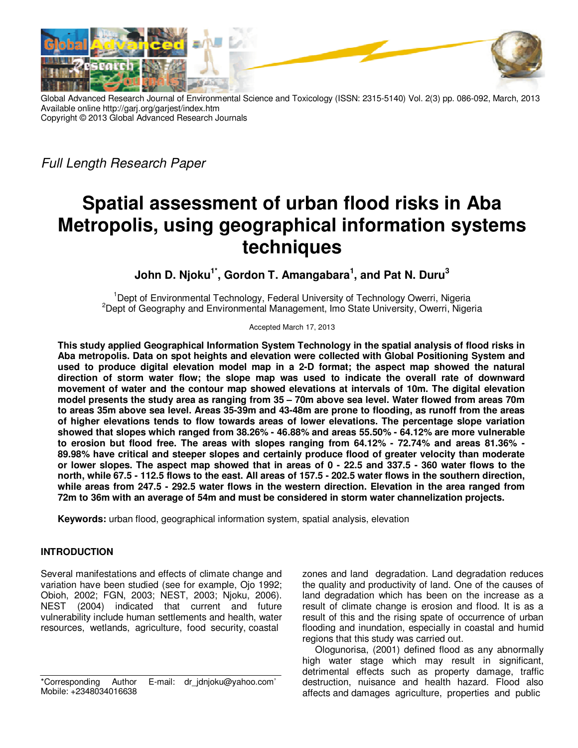Global Advanced Research Journal of Environmental Science and Toxicology (ISSN: 2315-5140) Vol. 2(3) pp. 086-092, March, 2013
Available online http://garj.org/garjest/index.htm
Copyright © 2013 Global Advanced Research Journals

*Full Length Research Paper*

# Spatial assessment of urban flood risks in Aba Metropolis, using geographical information systems techniques

**John D. Njoku[1*], Gordon T. Amangabara[1], and Pat N. Duru[3]**

[1]Dept of Environmental Technology, Federal University of Technology Owerri, Nigeria
[2]Dept of Geography and Environmental Management, Imo State University, Owerri, Nigeria

Accepted March 17, 2013

**This study applied Geographical Information System Technology in the spatial analysis of flood risks in Aba metropolis. Data on spot heights and elevation were collected with Global Positioning System and used to produce digital elevation model map in a 2-D format; the aspect map showed the natural direction of storm water flow; the slope map was used to indicate the overall rate of downward movement of water and the contour map showed elevations at intervals of 10m. The digital elevation model presents the study area as ranging from 35 – 70m above sea level. Water flowed from areas 70m to areas 35m above sea level. Areas 35-39m and 43-48m are prone to flooding, as runoff from the areas of higher elevations tends to flow towards areas of lower elevations. The percentage slope variation showed that slopes which ranged from 38.26% - 46.88% and areas 55.50% - 64.12% are more vulnerable to erosion but flood free. The areas with slopes ranging from 64.12% - 72.74% and areas 81.36% - 89.98% have critical and steeper slopes and certainly produce flood of greater velocity than moderate or lower slopes. The aspect map showed that in areas of 0 - 22.5 and 337.5 - 360 water flows to the north, while 67.5 - 112.5 flows to the east. All areas of 157.5 - 202.5 water flows in the southern direction, while areas from 247.5 - 292.5 water flows in the western direction. Elevation in the area ranged from 72m to 36m with an average of 54m and must be considered in storm water channelization projects.**

**Keywords:** urban flood, geographical information system, spatial analysis, elevation

## INTRODUCTION

Several manifestations and effects of climate change and variation have been studied (see for example, Ojo 1992; Obioh, 2002; FGN, 2003; NEST, 2003; Njoku, 2006). NEST (2004) indicated that current and future vulnerability include human settlements and health, water resources, wetlands, agriculture, food security, coastal zones and land degradation. Land degradation reduces the quality and productivity of land. One of the causes of land degradation which has been on the increase as a result of climate change is erosion and flood. It is as a result of this and the rising spate of occurrence of urban flooding and inundation, especially in coastal and humid regions that this study was carried out.

Ologunorisa, (2001) defined flood as any abnormally high water stage which may result in significant, detrimental effects such as property damage, traffic destruction, nuisance and health hazard. Flood also affects and damages agriculture, properties and public

*Corresponding Author E-mail: dr_jdnjoku@yahoo.com'
Mobile: +2348034016638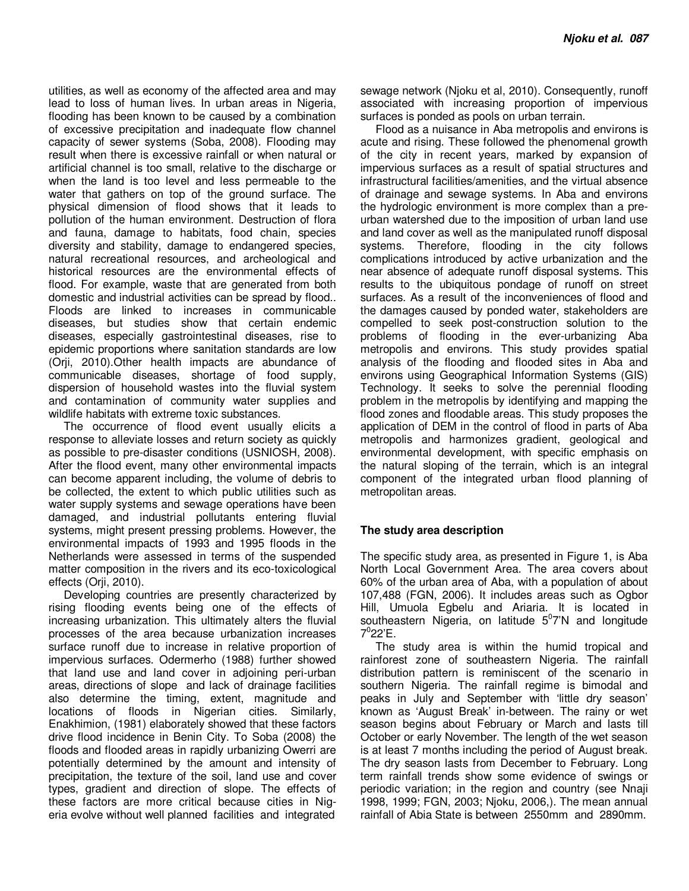utilities, as well as economy of the affected area and may lead to loss of human lives. In urban areas in Nigeria, flooding has been known to be caused by a combination of excessive precipitation and inadequate flow channel capacity of sewer systems (Soba, 2008). Flooding may result when there is excessive rainfall or when natural or artificial channel is too small, relative to the discharge or when the land is too level and less permeable to the water that gathers on top of the ground surface. The physical dimension of flood shows that it leads to pollution of the human environment. Destruction of flora and fauna, damage to habitats, food chain, species diversity and stability, damage to endangered species, natural recreational resources, and archeological and historical resources are the environmental effects of flood. For example, waste that are generated from both domestic and industrial activities can be spread by flood.. Floods are linked to increases in communicable diseases, but studies show that certain endemic diseases, especially gastrointestinal diseases, rise to epidemic proportions where sanitation standards are low (Orji, 2010).Other health impacts are abundance of communicable diseases, shortage of food supply, dispersion of household wastes into the fluvial system and contamination of community water supplies and wildlife habitats with extreme toxic substances.

The occurrence of flood event usually elicits a response to alleviate losses and return society as quickly as possible to pre-disaster conditions (USNIOSH, 2008). After the flood event, many other environmental impacts can become apparent including, the volume of debris to be collected, the extent to which public utilities such as water supply systems and sewage operations have been damaged, and industrial pollutants entering fluvial systems, might present pressing problems. However, the environmental impacts of 1993 and 1995 floods in the Netherlands were assessed in terms of the suspended matter composition in the rivers and its eco-toxicological effects (Orji, 2010).

Developing countries are presently characterized by rising flooding events being one of the effects of increasing urbanization. This ultimately alters the fluvial processes of the area because urbanization increases surface runoff due to increase in relative proportion of impervious surfaces. Odermerho (1988) further showed that land use and land cover in adjoining peri-urban areas, directions of slope and lack of drainage facilities also determine the timing, extent, magnitude and locations of floods in Nigerian cities. Similarly, Enakhimion, (1981) elaborately showed that these factors drive flood incidence in Benin City. To Soba (2008) the floods and flooded areas in rapidly urbanizing Owerri are potentially determined by the amount and intensity of precipitation, the texture of the soil, land use and cover types, gradient and direction of slope. The effects of these factors are more critical because cities in Nigeria evolve without well planned facilities and integrated sewage network (Njoku et al, 2010). Consequently, runoff associated with increasing proportion of impervious surfaces is ponded as pools on urban terrain.

Flood as a nuisance in Aba metropolis and environs is acute and rising. These followed the phenomenal growth of the city in recent years, marked by expansion of impervious surfaces as a result of spatial structures and infrastructural facilities/amenities, and the virtual absence of drainage and sewage systems. In Aba and environs the hydrologic environment is more complex than a pre-urban watershed due to the imposition of urban land use and land cover as well as the manipulated runoff disposal systems. Therefore, flooding in the city follows complications introduced by active urbanization and the near absence of adequate runoff disposal systems. This results to the ubiquitous pondage of runoff on street surfaces. As a result of the inconveniences of flood and the damages caused by ponded water, stakeholders are compelled to seek post-construction solution to the problems of flooding in the ever-urbanizing Aba metropolis and environs. This study provides spatial analysis of the flooding and flooded sites in Aba and environs using Geographical Information Systems (GIS) Technology. It seeks to solve the perennial flooding problem in the metropolis by identifying and mapping the flood zones and floodable areas. This study proposes the application of DEM in the control of flood in parts of Aba metropolis and harmonizes gradient, geological and environmental development, with specific emphasis on the natural sloping of the terrain, which is an integral component of the integrated urban flood planning of metropolitan areas.

## The study area description

The specific study area, as presented in Figure 1, is Aba North Local Government Area. The area covers about 60% of the urban area of Aba, with a population of about 107,488 (FGN, 2006). It includes areas such as Ogbor Hill, Umuola Egbelu and Ariaria. It is located in southeastern Nigeria, on latitude $5^0$7'N and longitude $7^0$22'E.

The study area is within the humid tropical and rainforest zone of southeastern Nigeria. The rainfall distribution pattern is reminiscent of the scenario in southern Nigeria. The rainfall regime is bimodal and peaks in July and September with 'little dry season' known as 'August Break' in-between. The rainy or wet season begins about February or March and lasts till October or early November. The length of the wet season is at least 7 months including the period of August break. The dry season lasts from December to February. Long term rainfall trends show some evidence of swings or periodic variation; in the region and country (see Nnaji 1998, 1999; FGN, 2003; Njoku, 2006,). The mean annual rainfall of Abia State is between 2550mm and 2890mm.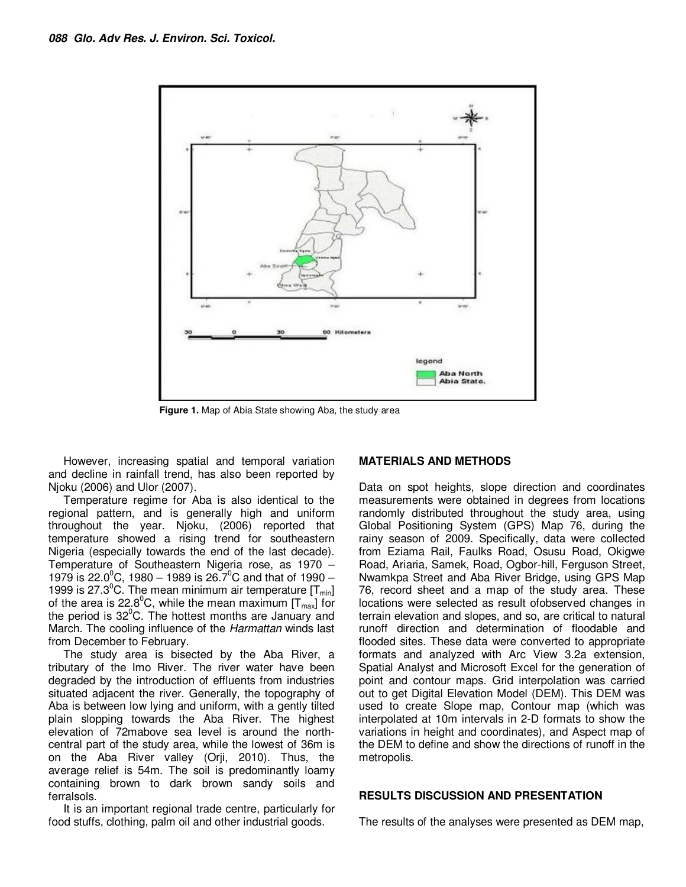Figure 1. Map of Abia State showing Aba, the study area

However, increasing spatial and temporal variation and decline in rainfall trend, has also been reported by Njoku (2006) and Ulor (2007).

Temperature regime for Aba is also identical to the regional pattern, and is generally high and uniform throughout the year. Njoku, (2006) reported that temperature showed a rising trend for southeastern Nigeria (especially towards the end of the last decade). Temperature of Southeastern Nigeria rose, as 1970 – 1979 is 22.0$^0$C, 1980 – 1989 is 26.7$^0$C and that of 1990 – 1999 is 27.3$^0$C. The mean minimum air temperature [$T_{min}$] of the area is 22.8$^0$C, while the mean maximum [$T_{max}$] for the period is 32$^0$C. The hottest months are January and March. The cooling influence of the *Harmattan* winds last from December to February.

The study area is bisected by the Aba River, a tributary of the Imo River. The river water have been degraded by the introduction of effluents from industries situated adjacent the river. Generally, the topography of Aba is between low lying and uniform, with a gently tilted plain slopping towards the Aba River. The highest elevation of 72mabove sea level is around the north-central part of the study area, while the lowest of 36m is on the Aba River valley (Orji, 2010). Thus, the average relief is 54m. The soil is predominantly loamy containing brown to dark brown sandy soils and ferralsols.

It is an important regional trade centre, particularly for food stuffs, clothing, palm oil and other industrial goods.

## MATERIALS AND METHODS

Data on spot heights, slope direction and coordinates measurements were obtained in degrees from locations randomly distributed throughout the study area, using Global Positioning System (GPS) Map 76, during the rainy season of 2009. Specifically, data were collected from Eziama Rail, Faulks Road, Osusu Road, Okigwe Road, Ariaria, Samek, Road, Ogbor-hill, Ferguson Street, Nwamkpa Street and Aba River Bridge, using GPS Map 76, record sheet and a map of the study area. These locations were selected as result ofobserved changes in terrain elevation and slopes, and so, are critical to natural runoff direction and determination of floodable and flooded sites. These data were converted to appropriate formats and analyzed with Arc View 3.2a extension, Spatial Analyst and Microsoft Excel for the generation of point and contour maps. Grid interpolation was carried out to get Digital Elevation Model (DEM). This DEM was used to create Slope map, Contour map (which was interpolated at 10m intervals in 2-D formats to show the variations in height and coordinates), and Aspect map of the DEM to define and show the directions of runoff in the metropolis.

## RESULTS DISCUSSION AND PRESENTATION

The results of the analyses were presented as DEM map,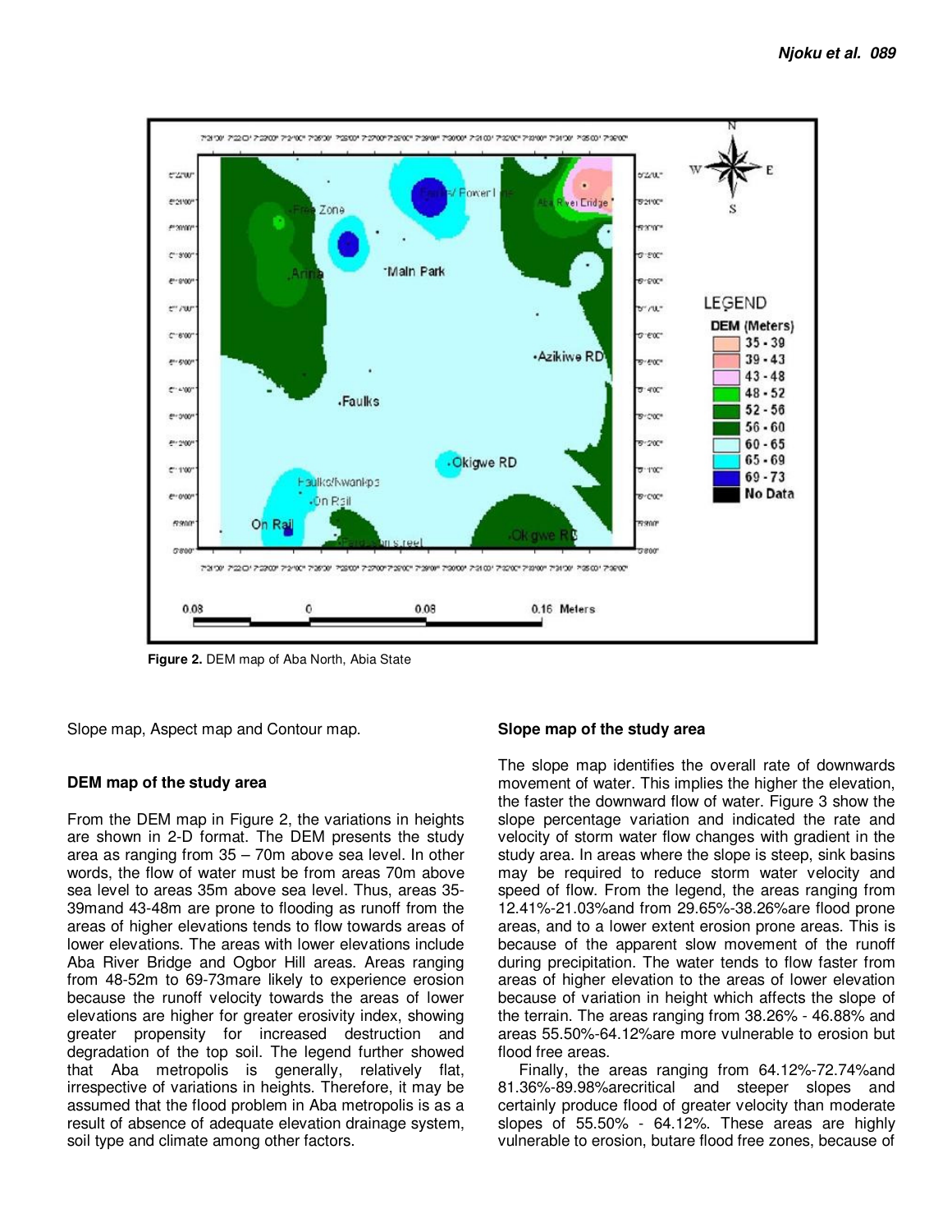Figure 2. DEM map of Aba North, Abia State

Slope map, Aspect map and Contour map.

### DEM map of the study area

From the DEM map in Figure 2, the variations in heights are shown in 2-D format. The DEM presents the study area as ranging from 35 – 70m above sea level. In other words, the flow of water must be from areas 70m above sea level to areas 35m above sea level. Thus, areas 35-39mand 43-48m are prone to flooding as runoff from the areas of higher elevations tends to flow towards areas of lower elevations. The areas with lower elevations include Aba River Bridge and Ogbor Hill areas. Areas ranging from 48-52m to 69-73mare likely to experience erosion because the runoff velocity towards the areas of lower elevations are higher for greater erosivity index, showing greater propensity for increased destruction and degradation of the top soil. The legend further showed that Aba metropolis is generally, relatively flat, irrespective of variations in heights. Therefore, it may be assumed that the flood problem in Aba metropolis is as a result of absence of adequate elevation drainage system, soil type and climate among other factors.

### Slope map of the study area

The slope map identifies the overall rate of downwards movement of water. This implies the higher the elevation, the faster the downward flow of water. Figure 3 show the slope percentage variation and indicated the rate and velocity of storm water flow changes with gradient in the study area. In areas where the slope is steep, sink basins may be required to reduce storm water velocity and speed of flow. From the legend, the areas ranging from 12.41%-21.03%and from 29.65%-38.26%are flood prone areas, and to a lower extent erosion prone areas. This is because of the apparent slow movement of the runoff during precipitation. The water tends to flow faster from areas of higher elevation to the areas of lower elevation because of variation in height which affects the slope of the terrain. The areas ranging from 38.26% - 46.88% and areas 55.50%-64.12%are more vulnerable to erosion but flood free areas.

Finally, the areas ranging from 64.12%-72.74%and 81.36%-89.98%arecritical and steeper slopes and certainly produce flood of greater velocity than moderate slopes of 55.50% - 64.12%. These areas are highly vulnerable to erosion, butare flood free zones, because of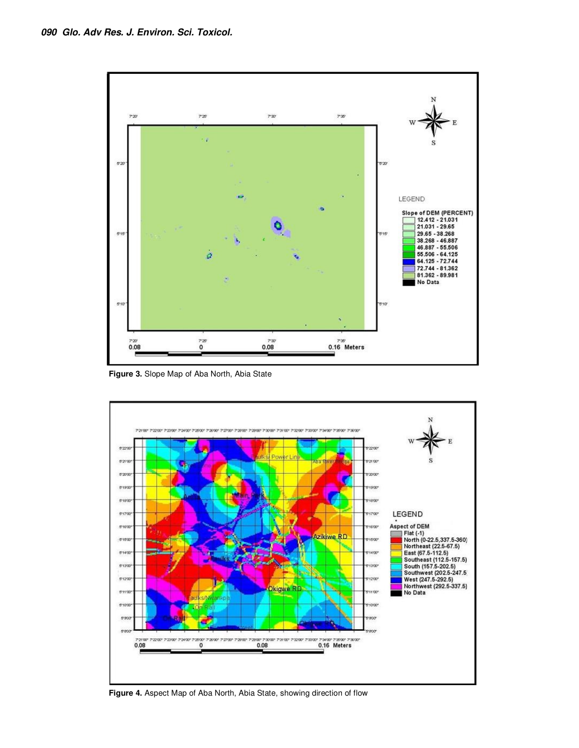Figure 3. Slope Map of Aba North, Abia State

Figure 4. Aspect Map of Aba North, Abia State, showing direction of flow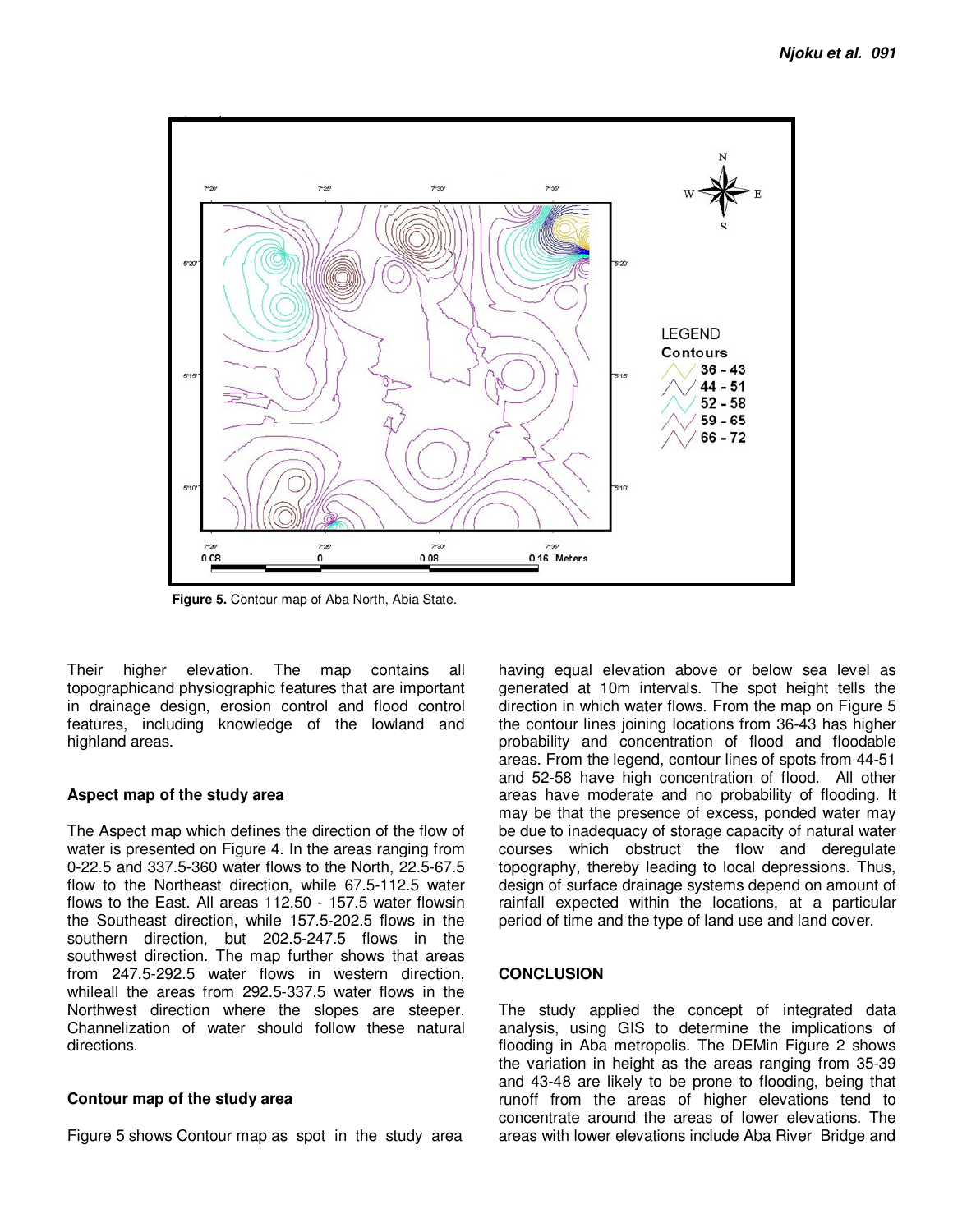Figure 5. Contour map of Aba North, Abia State.

Their higher elevation. The map contains all topographicand physiographic features that are important in drainage design, erosion control and flood control features, including knowledge of the lowland and highland areas.

### Aspect map of the study area

The Aspect map which defines the direction of the flow of water is presented on Figure 4. In the areas ranging from 0-22.5 and 337.5-360 water flows to the North, 22.5-67.5 flow to the Northeast direction, while 67.5-112.5 water flows to the East. All areas 112.50 - 157.5 water flowsin the Southeast direction, while 157.5-202.5 flows in the southern direction, but 202.5-247.5 flows in the southwest direction. The map further shows that areas from 247.5-292.5 water flows in western direction, whileall the areas from 292.5-337.5 water flows in the Northwest direction where the slopes are steeper. Channelization of water should follow these natural directions.

### Contour map of the study area

Figure 5 shows Contour map as spot in the study area having equal elevation above or below sea level as generated at 10m intervals. The spot height tells the direction in which water flows. From the map on Figure 5 the contour lines joining locations from 36-43 has higher probability and concentration of flood and floodable areas. From the legend, contour lines of spots from 44-51 and 52-58 have high concentration of flood. All other areas have moderate and no probability of flooding. It may be that the presence of excess, ponded water may be due to inadequacy of storage capacity of natural water courses which obstruct the flow and deregulate topography, thereby leading to local depressions. Thus, design of surface drainage systems depend on amount of rainfall expected within the locations, at a particular period of time and the type of land use and land cover.

## CONCLUSION

The study applied the concept of integrated data analysis, using GIS to determine the implications of flooding in Aba metropolis. The DEMin Figure 2 shows the variation in height as the areas ranging from 35-39 and 43-48 are likely to be prone to flooding, being that runoff from the areas of higher elevations tend to concentrate around the areas of lower elevations. The areas with lower elevations include Aba River Bridge and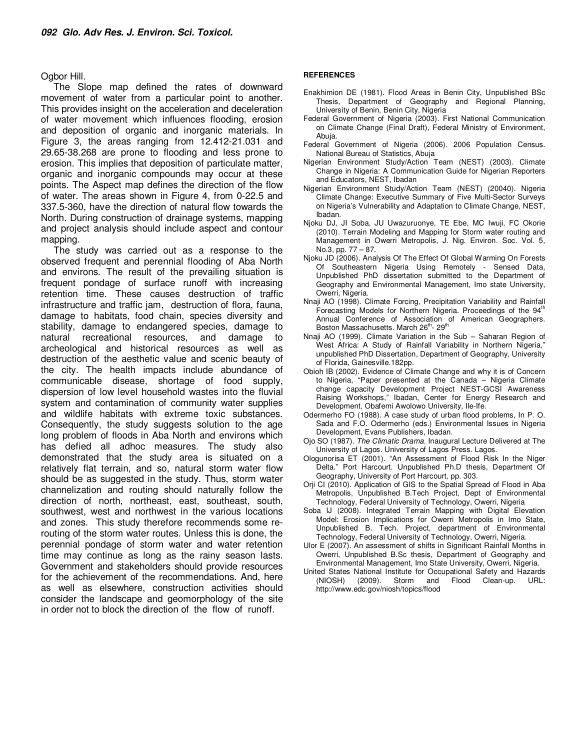Ogbor Hill.

The Slope map defined the rates of downward movement of water from a particular point to another. This provides insight on the acceleration and deceleration of water movement which influences flooding, erosion and deposition of organic and inorganic materials. In Figure 3, the areas ranging from 12.412-21.031 and 29.65-38.268 are prone to flooding and less prone to erosion. This implies that deposition of particulate matter, organic and inorganic compounds may occur at these points. The Aspect map defines the direction of the flow of water. The areas shown in Figure 4, from 0-22.5 and 337.5-360, have the direction of natural flow towards the North. During construction of drainage systems, mapping and project analysis should include aspect and contour mapping.

The study was carried out as a response to the observed frequent and perennial flooding of Aba North and environs. The result of the prevailing situation is frequent pondage of surface runoff with increasing retention time. These causes destruction of traffic infrastructure and traffic jam, destruction of flora, fauna, damage to habitats, food chain, species diversity and stability, damage to endangered species, damage to natural recreational resources, and damage to archeological and historical resources as well as destruction of the aesthetic value and scenic beauty of the city. The health impacts include abundance of communicable disease, shortage of food supply, dispersion of low level household wastes into the fluvial system and contamination of community water supplies and wildlife habitats with extreme toxic substances. Consequently, the study suggests solution to the age long problem of floods in Aba North and environs which has defied all adhoc measures. The study also demonstrated that the study area is situated on a relatively flat terrain, and so, natural storm water flow should be as suggested in the study. Thus, storm water channelization and routing should naturally follow the direction of north, northeast, east, southeast, south, southwest, west and northwest in the various locations and zones. This study therefore recommends some re-routing of the storm water routes. Unless this is done, the perennial pondage of storm water and water retention time may continue as long as the rainy season lasts. Government and stakeholders should provide resources for the achievement of the recommendations. And, here as well as elsewhere, construction activities should consider the landscape and geomorphology of the site in order not to block the direction of the flow of runoff.

## REFERENCES

Enakhimion DE (1981). Flood Areas in Benin City, Unpublished BSc Thesis, Department of Geography and Regional Planning, University of Benin, Benin City, Nigeria

Federal Government of Nigeria (2003). First National Communication on Climate Change (Final Draft), Federal Ministry of Environment, Abuja.

Federal Government of Nigeria (2006). 2006 Population Census. National Bureau of Statistics, Abuja

Nigerian Environment Study/Action Team (NEST) (2003). Climate Change in Nigeria: A Communication Guide for Nigerian Reporters and Educators, NEST, Ibadan

Nigerian Environment Study/Action Team (NEST) (20040). Nigeria Climate Change: Executive Summary of Five Multi-Sector Surveys on Nigeria's Vulnerability and Adaptation to Climate Change, NEST, Ibadan.

Njoku DJ, JI Soba, JU Uwazuruonye, TE Ebe, MC Iwuji, FC Okorie (2010). Terrain Modeling and Mapping for Storm water routing and Management in Owerri Metropolis, J. Nig. Environ. Soc. Vol. 5, No.3, pp. 77 – 87.

Njoku JD (2006). Analysis Of The Effect Of Global Warming On Forests Of Southeastern Nigeria Using Remotely - Sensed Data, Unpublished PhD dissertation submitted to the Department of Geography and Environmental Management, Imo state University, Owerri, Nigeria.

Nnaji AO (1998). Climate Forcing, Precipitation Variability and Rainfall Forecasting Models for Northern Nigeria. Proceedings of the 94th Annual Conference of Association of American Geographers. Boston Massachusetts. March 26th- 29th

Nnaji AO (1999). Climate Variation in the Sub – Saharan Region of West Africa: A Study of Rainfall Variability in Northern Nigeria," unpublished PhD Dissertation, Department of Geography, University of Florida, Gainesville.182pp.

Obioh IB (2002). Evidence of Climate Change and why it is of Concern to Nigeria, "Paper presented at the Canada – Nigeria Climate change capacity Development Project NEST-GCSI Awareness Raising Workshops," Ibadan, Center for Energy Research and Development, Obafemi Awolowo University, Ile-Ife.

Odermerho FO (1988). A case study of urban flood problems, In P. O. Sada and F.O. Odermerho (eds.) Environmental Issues in Nigeria Development, Evans Publishers, Ibadan.

Ojo SO (1987). *The Climatic Drama*. Inaugural Lecture Delivered at The University of Lagos. University of Lagos Press. Lagos.

Ologunorisa ET (2001). "An Assessment of Flood Risk In the Niger Delta." Port Harcourt. Unpublished Ph.D thesis, Department Of Geography, University of Port Harcourt, pp. 303.

Orji CI (2010). Application of GIS to the Spatial Spread of Flood in Aba Metropolis, Unpublished B.Tech Project, Dept of Environmental Technology, Federal University of Technology, Owerri, Nigeria

Soba IJ (2008). Integrated Terrain Mapping with Digital Elevation Model: Erosion Implications for Owerri Metropolis in Imo State, Unpublished B. Tech. Project, department of Environmental Technology, Federal University of Technology, Owerri, Nigeria.

Ulor E (2007). An assessment of shifts in Significant Rainfall Months in Owerri, Unpublished B.Sc thesis, Department of Geography and Environmental Management, Imo State University, Owerri, Nigeria.

United States National Institute for Occupational Safety and Hazards (NIOSH) (2009). Storm and Flood Clean-up. URL: http://www.edc.gov/niosh/topics/flood